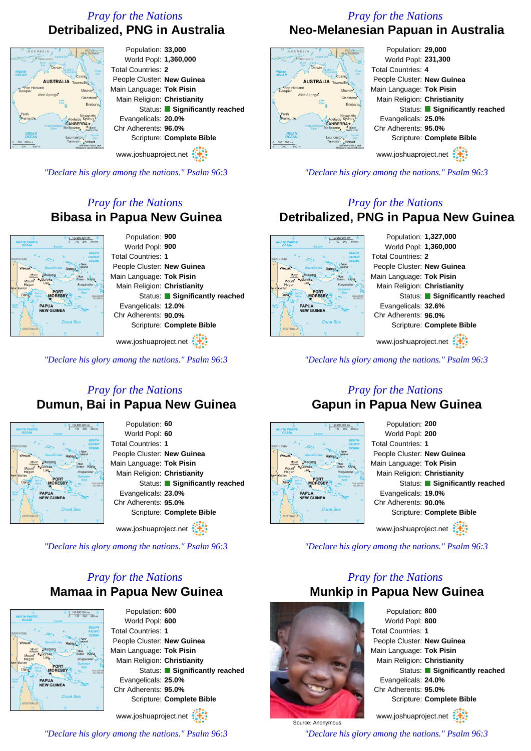*Pray for the Nations*

## Detribalized, PNG in Australia

Population: **33,000**
World Popl: **1,360,000**
Total Countries: **2**
People Cluster: **New Guinea**
Main Language: **Tok Pisin**
Main Religion: **Christianity**
Status: **Significantly reached**
Evangelicals: **20.0%**
Chr Adherents: **96.0%**
Scripture: **Complete Bible**

www.joshuaproject.net

*"Declare his glory among the nations." Psalm 96:3*

*Pray for the Nations*

## Neo-Melanesian Papuan in Australia

Population: **29,000**
World Popl: **231,300**
Total Countries: **4**
People Cluster: **New Guinea**
Main Language: **Tok Pisin**
Main Religion: **Christianity**
Status: **Significantly reached**
Evangelicals: **25.0%**
Chr Adherents: **95.0%**
Scripture: **Complete Bible**

www.joshuaproject.net

*"Declare his glory among the nations." Psalm 96:3*

*Pray for the Nations*

## Bibasa in Papua New Guinea

Population: **900**
World Popl: **900**
Total Countries: **1**
People Cluster: **New Guinea**
Main Language: **Tok Pisin**
Main Religion: **Christianity**
Status: **Significantly reached**
Evangelicals: **12.0%**
Chr Adherents: **90.0%**
Scripture: **Complete Bible**

www.joshuaproject.net

*"Declare his glory among the nations." Psalm 96:3*

*Pray for the Nations*

## Detribalized, PNG in Papua New Guinea

Population: **1,327,000**
World Popl: **1,360,000**
Total Countries: **2**
People Cluster: **New Guinea**
Main Language: **Tok Pisin**
Main Religion: **Christianity**
Status: **Significantly reached**
Evangelicals: **32.6%**
Chr Adherents: **96.0%**
Scripture: **Complete Bible**

www.joshuaproject.net

*"Declare his glory among the nations." Psalm 96:3*

*Pray for the Nations*

## Dumun, Bai in Papua New Guinea

Population: **60**
World Popl: **60**
Total Countries: **1**
People Cluster: **New Guinea**
Main Language: **Tok Pisin**
Main Religion: **Christianity**
Status: **Significantly reached**
Evangelicals: **23.0%**
Chr Adherents: **95.0%**
Scripture: **Complete Bible**

www.joshuaproject.net

*"Declare his glory among the nations." Psalm 96:3*

*Pray for the Nations*

## Gapun in Papua New Guinea

Population: **200**
World Popl: **200**
Total Countries: **1**
People Cluster: **New Guinea**
Main Language: **Tok Pisin**
Main Religion: **Christianity**
Status: **Significantly reached**
Evangelicals: **19.0%**
Chr Adherents: **90.0%**
Scripture: **Complete Bible**

www.joshuaproject.net

*"Declare his glory among the nations." Psalm 96:3*

*Pray for the Nations*

## Mamaa in Papua New Guinea

Population: **600**
World Popl: **600**
Total Countries: **1**
People Cluster: **New Guinea**
Main Language: **Tok Pisin**
Main Religion: **Christianity**
Status: **Significantly reached**
Evangelicals: **25.0%**
Chr Adherents: **95.0%**
Scripture: **Complete Bible**

www.joshuaproject.net

*"Declare his glory among the nations." Psalm 96:3*

*Pray for the Nations*

## Munkip in Papua New Guinea

Source: Anonymous

Population: **800**
World Popl: **800**
Total Countries: **1**
People Cluster: **New Guinea**
Main Language: **Tok Pisin**
Main Religion: **Christianity**
Status: **Significantly reached**
Evangelicals: **24.0%**
Chr Adherents: **95.0%**
Scripture: **Complete Bible**

www.joshuaproject.net

*"Declare his glory among the nations." Psalm 96:3*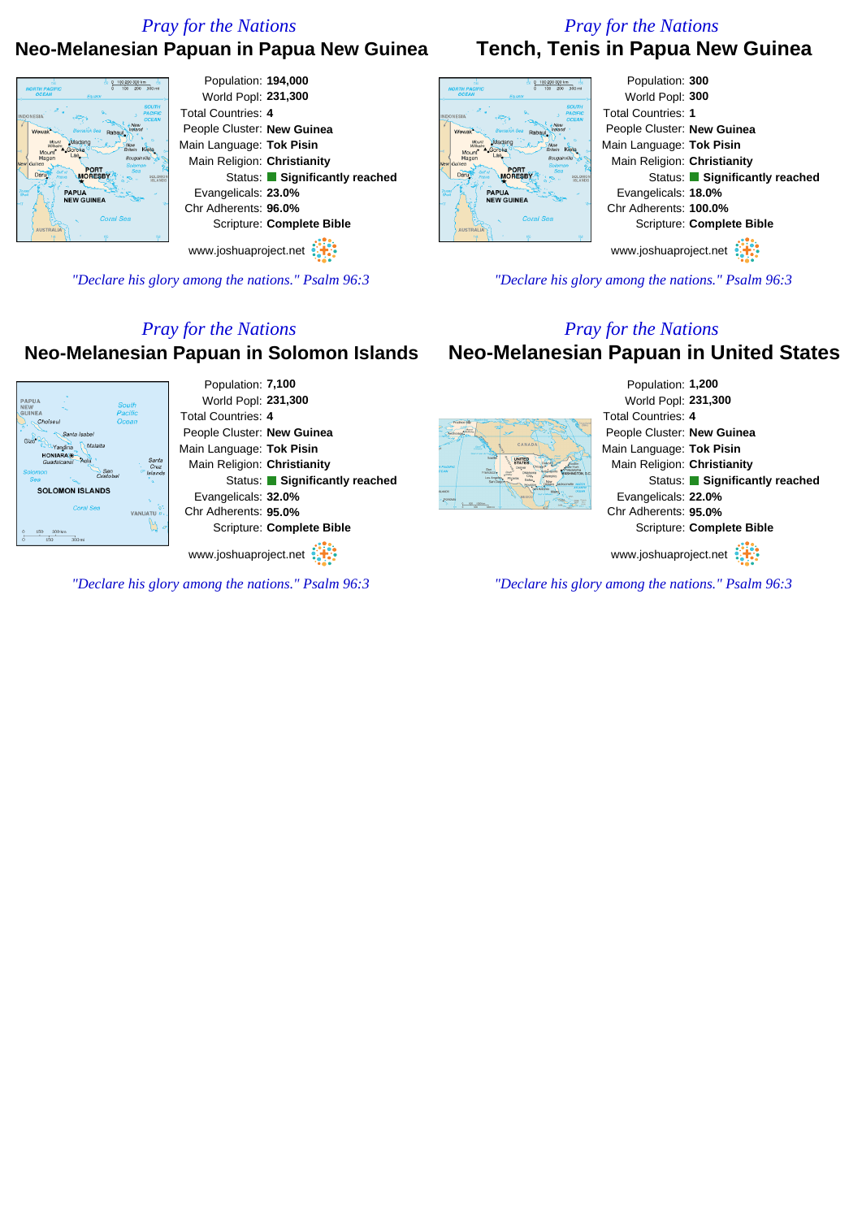*Pray for the Nations*

## Neo-Melanesian Papuan in Papua New Guinea

Population: **194,000**
World Popl: **231,300**
Total Countries: **4**
People Cluster: **New Guinea**
Main Language: **Tok Pisin**
Main Religion: **Christianity**
Status: **Significantly reached**
Evangelicals: **23.0%**
Chr Adherents: **96.0%**
Scripture: **Complete Bible**

www.joshuaproject.net

*"Declare his glory among the nations." Psalm 96:3*

*Pray for the Nations*

## Tench, Tenis in Papua New Guinea

Population: **300**
World Popl: **300**
Total Countries: **1**
People Cluster: **New Guinea**
Main Language: **Tok Pisin**
Main Religion: **Christianity**
Status: **Significantly reached**
Evangelicals: **18.0%**
Chr Adherents: **100.0%**
Scripture: **Complete Bible**

www.joshuaproject.net

*"Declare his glory among the nations." Psalm 96:3*

*Pray for the Nations*

## Neo-Melanesian Papuan in Solomon Islands

Population: **7,100**
World Popl: **231,300**
Total Countries: **4**
People Cluster: **New Guinea**
Main Language: **Tok Pisin**
Main Religion: **Christianity**
Status: **Significantly reached**
Evangelicals: **32.0%**
Chr Adherents: **95.0%**
Scripture: **Complete Bible**

www.joshuaproject.net

*"Declare his glory among the nations." Psalm 96:3*

*Pray for the Nations*

## Neo-Melanesian Papuan in United States

Population: **1,200**
World Popl: **231,300**
Total Countries: **4**
People Cluster: **New Guinea**
Main Language: **Tok Pisin**
Main Religion: **Christianity**
Status: **Significantly reached**
Evangelicals: **22.0%**
Chr Adherents: **95.0%**
Scripture: **Complete Bible**

www.joshuaproject.net

*"Declare his glory among the nations." Psalm 96:3*